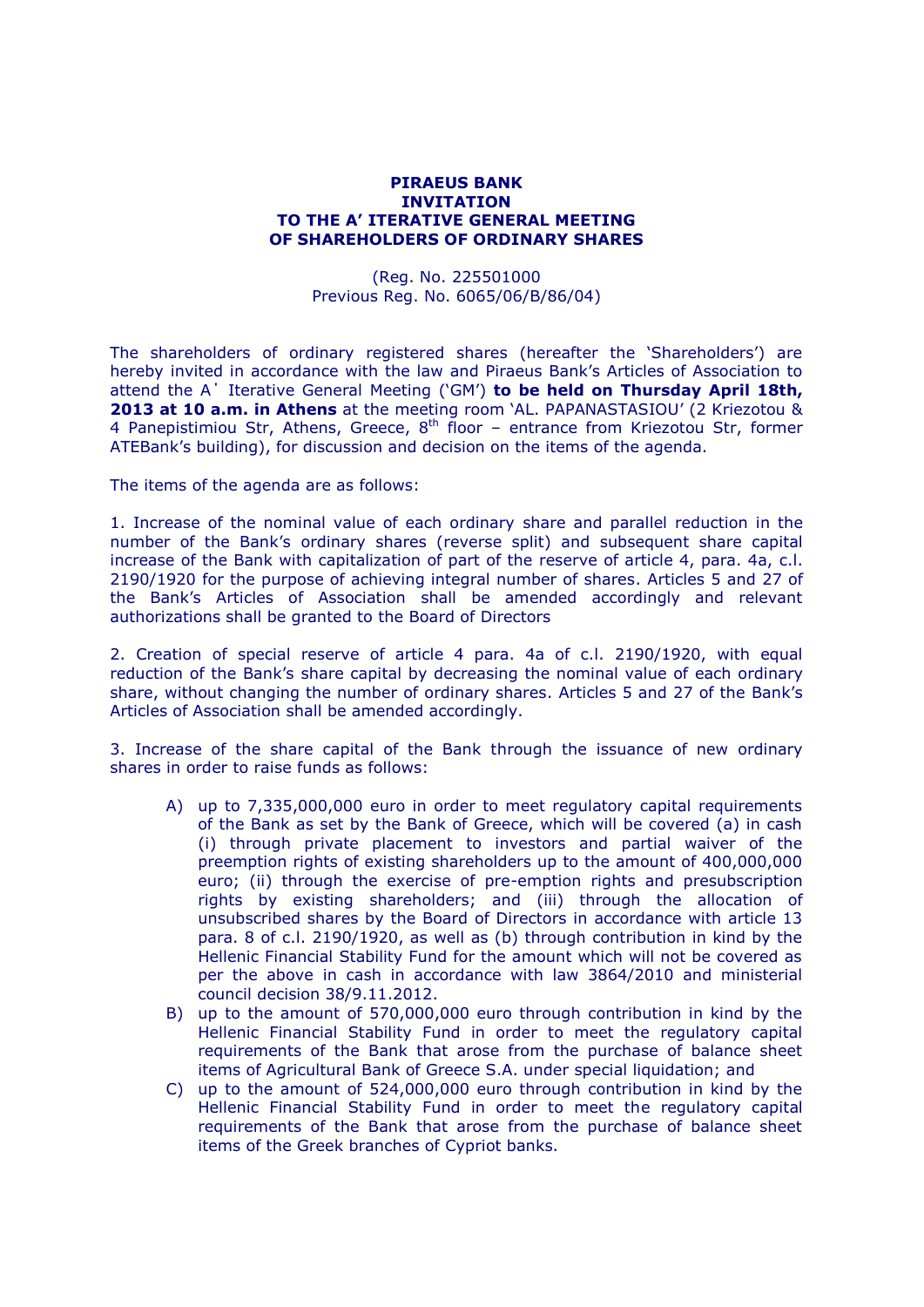**PIRAEUS BANK**
**INVITATION**
**TO THE A' ITERATIVE GENERAL MEETING**
**OF SHAREHOLDERS OF ORDINARY SHARES**

(Reg. No. 225501000
Previous Reg. No. 6065/06/B/86/04)

The shareholders of ordinary registered shares (hereafter the 'Shareholders') are hereby invited in accordance with the law and Piraeus Bank's Articles of Association to attend the A΄ Iterative General Meeting ('GM') **to be held on Thursday April 18th, 2013 at 10 a.m. in Athens** at the meeting room 'AL. PAPANASTASIOU' (2 Kriezotou & 4 Panepistimiou Str, Athens, Greece, 8th floor – entrance from Kriezotou Str, former ATEBank's building), for discussion and decision on the items of the agenda.

The items of the agenda are as follows:

1. Increase of the nominal value of each ordinary share and parallel reduction in the number of the Bank's ordinary shares (reverse split) and subsequent share capital increase of the Bank with capitalization of part of the reserve of article 4, para. 4a, c.l. 2190/1920 for the purpose of achieving integral number of shares. Articles 5 and 27 of the Bank's Articles of Association shall be amended accordingly and relevant authorizations shall be granted to the Board of Directors

2. Creation of special reserve of article 4 para. 4a of c.l. 2190/1920, with equal reduction of the Bank's share capital by decreasing the nominal value of each ordinary share, without changing the number of ordinary shares. Articles 5 and 27 of the Bank's Articles of Association shall be amended accordingly.

3. Increase of the share capital of the Bank through the issuance of new ordinary shares in order to raise funds as follows:

   A) up to 7,335,000,000 euro in order to meet regulatory capital requirements of the Bank as set by the Bank of Greece, which will be covered (a) in cash (i) through private placement to investors and partial waiver of the preemption rights of existing shareholders up to the amount of 400,000,000 euro; (ii) through the exercise of pre-emption rights and presubscription rights by existing shareholders; and (iii) through the allocation of unsubscribed shares by the Board of Directors in accordance with article 13 para. 8 of c.l. 2190/1920, as well as (b) through contribution in kind by the Hellenic Financial Stability Fund for the amount which will not be covered as per the above in cash in accordance with law 3864/2010 and ministerial council decision 38/9.11.2012.
   B) up to the amount of 570,000,000 euro through contribution in kind by the Hellenic Financial Stability Fund in order to meet the regulatory capital requirements of the Bank that arose from the purchase of balance sheet items of Agricultural Bank of Greece S.A. under special liquidation; and
   C) up to the amount of 524,000,000 euro through contribution in kind by the Hellenic Financial Stability Fund in order to meet the regulatory capital requirements of the Bank that arose from the purchase of balance sheet items of the Greek branches of Cypriot banks.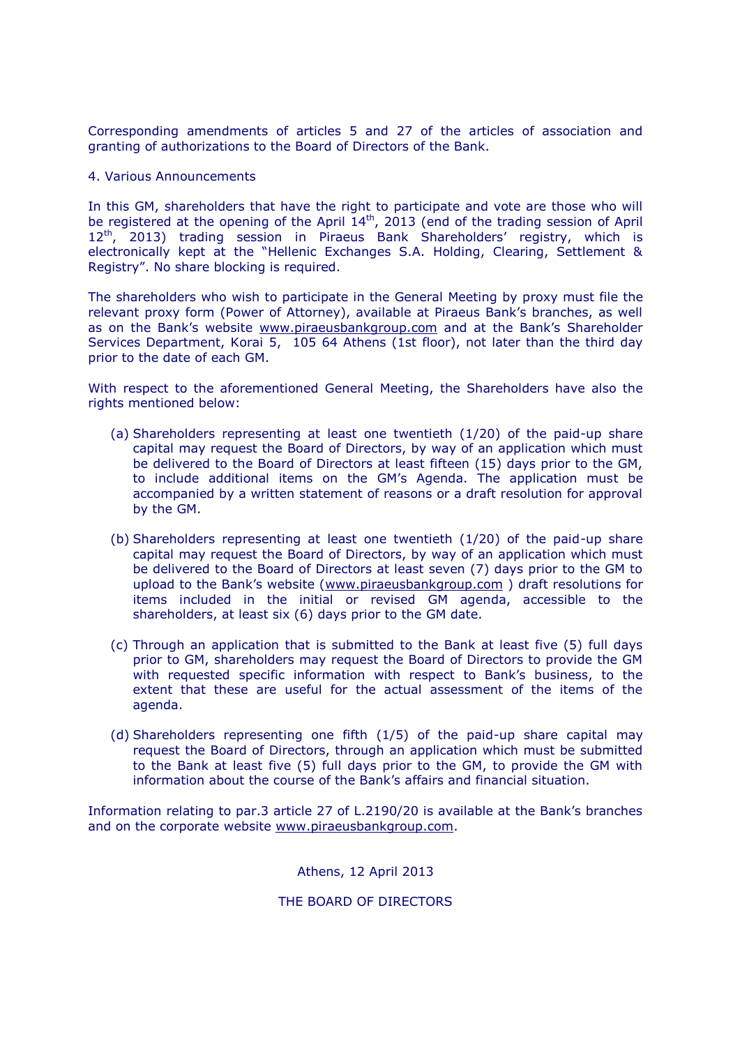Corresponding amendments of articles 5 and 27 of the articles of association and granting of authorizations to the Board of Directors of the Bank.

4. Various Announcements

In this GM, shareholders that have the right to participate and vote are those who will be registered at the opening of the April 14th, 2013 (end of the trading session of April 12th, 2013) trading session in Piraeus Bank Shareholders' registry, which is electronically kept at the "Hellenic Exchanges S.A. Holding, Clearing, Settlement & Registry". No share blocking is required.

The shareholders who wish to participate in the General Meeting by proxy must file the relevant proxy form (Power of Attorney), available at Piraeus Bank's branches, as well as on the Bank's website www.piraeusbankgroup.com and at the Bank's Shareholder Services Department, Korai 5, 105 64 Athens (1st floor), not later than the third day prior to the date of each GM.

With respect to the aforementioned General Meeting, the Shareholders have also the rights mentioned below:

(a) Shareholders representing at least one twentieth (1/20) of the paid-up share capital may request the Board of Directors, by way of an application which must be delivered to the Board of Directors at least fifteen (15) days prior to the GM, to include additional items on the GM's Agenda. The application must be accompanied by a written statement of reasons or a draft resolution for approval by the GM.

(b) Shareholders representing at least one twentieth (1/20) of the paid-up share capital may request the Board of Directors, by way of an application which must be delivered to the Board of Directors at least seven (7) days prior to the GM to upload to the Bank's website (www.piraeusbankgroup.com ) draft resolutions for items included in the initial or revised GM agenda, accessible to the shareholders, at least six (6) days prior to the GM date.

(c) Through an application that is submitted to the Bank at least five (5) full days prior to GM, shareholders may request the Board of Directors to provide the GM with requested specific information with respect to Bank's business, to the extent that these are useful for the actual assessment of the items of the agenda.

(d) Shareholders representing one fifth (1/5) of the paid-up share capital may request the Board of Directors, through an application which must be submitted to the Bank at least five (5) full days prior to the GM, to provide the GM with information about the course of the Bank's affairs and financial situation.

Information relating to par.3 article 27 of L.2190/20 is available at the Bank's branches and on the corporate website www.piraeusbankgroup.com.

Athens, 12 April 2013

THE BOARD OF DIRECTORS